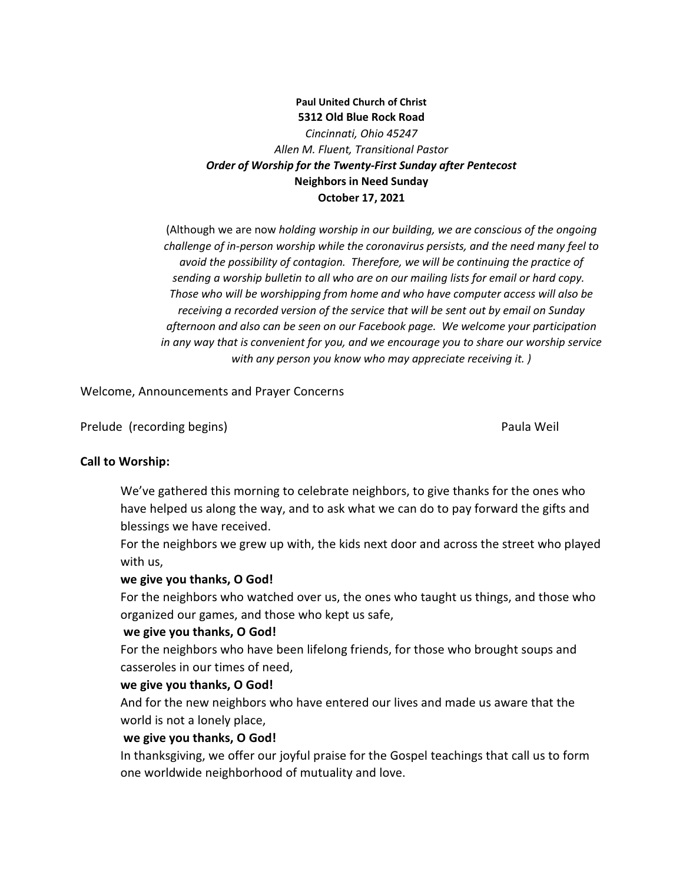**Paul United Church of Christ**
**5312 Old Blue Rock Road**
*Cincinnati, Ohio 45247*
*Allen M. Fluent, Transitional Pastor*
***Order of Worship for the Twenty-First Sunday after Pentecost***
**Neighbors in Need Sunday**
**October 17, 2021**

(Although we are now *holding worship in our building, we are conscious of the ongoing challenge of in-person worship while the coronavirus persists, and the need many feel to avoid the possibility of contagion. Therefore, we will be continuing the practice of sending a worship bulletin to all who are on our mailing lists for email or hard copy. Those who will be worshipping from home and who have computer access will also be receiving a recorded version of the service that will be sent out by email on Sunday afternoon and also can be seen on our Facebook page. We welcome your participation in any way that is convenient for you, and we encourage you to share our worship service with any person you know who may appreciate receiving it. )*

Welcome, Announcements and Prayer Concerns

Prelude (recording begins) Paula Weil

**Call to Worship:**

We've gathered this morning to celebrate neighbors, to give thanks for the ones who have helped us along the way, and to ask what we can do to pay forward the gifts and blessings we have received.
For the neighbors we grew up with, the kids next door and across the street who played with us,
**we give you thanks, O God!**
For the neighbors who watched over us, the ones who taught us things, and those who organized our games, and those who kept us safe,
**we give you thanks, O God!**
For the neighbors who have been lifelong friends, for those who brought soups and casseroles in our times of need,
**we give you thanks, O God!**
And for the new neighbors who have entered our lives and made us aware that the world is not a lonely place,
**we give you thanks, O God!**
In thanksgiving, we offer our joyful praise for the Gospel teachings that call us to form one worldwide neighborhood of mutuality and love.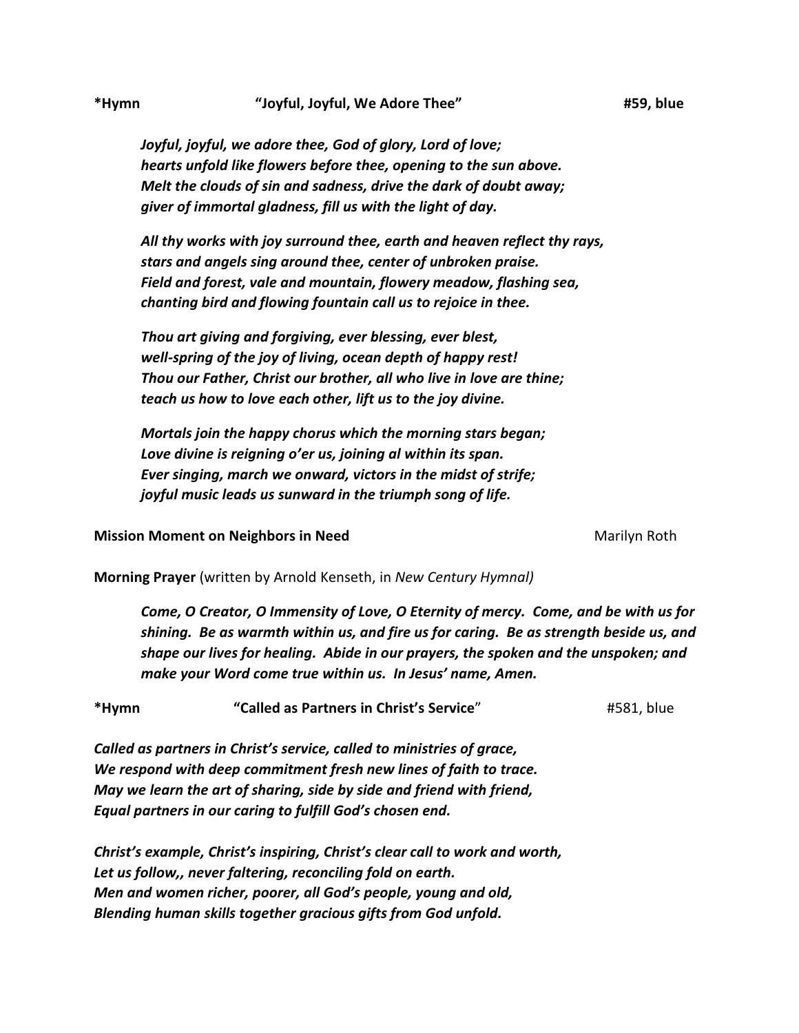**\*Hymn** **"Joyful, Joyful, We Adore Thee"** **#59, blue**

*Joyful, joyful, we adore thee, God of glory, Lord of love;*
*hearts unfold like flowers before thee, opening to the sun above.*
*Melt the clouds of sin and sadness, drive the dark of doubt away;*
*giver of immortal gladness, fill us with the light of day.*

*All thy works with joy surround thee, earth and heaven reflect thy rays,*
*stars and angels sing around thee, center of unbroken praise.*
*Field and forest, vale and mountain, flowery meadow, flashing sea,*
*chanting bird and flowing fountain call us to rejoice in thee.*

*Thou art giving and forgiving, ever blessing, ever blest,*
*well-spring of the joy of living, ocean depth of happy rest!*
*Thou our Father, Christ our brother, all who live in love are thine;*
*teach us how to love each other, lift us to the joy divine.*

*Mortals join the happy chorus which the morning stars began;*
*Love divine is reigning o'er us, joining al within its span.*
*Ever singing, march we onward, victors in the midst of strife;*
*joyful music leads us sunward in the triumph song of life.*

**Mission Moment on Neighbors in Need** Marilyn Roth

**Morning Prayer** (written by Arnold Kenseth, in *New Century Hymnal)*

*Come, O Creator, O Immensity of Love, O Eternity of mercy. Come, and be with us for shining. Be as warmth within us, and fire us for caring. Be as strength beside us, and shape our lives for healing. Abide in our prayers, the spoken and the unspoken; and make your Word come true within us. In Jesus' name, Amen.*

**\*Hymn** **"Called as Partners in Christ's Service**" #581, blue

*Called as partners in Christ's service, called to ministries of grace,*
*We respond with deep commitment fresh new lines of faith to trace.*
*May we learn the art of sharing, side by side and friend with friend,*
*Equal partners in our caring to fulfill God's chosen end.*

*Christ's example, Christ's inspiring, Christ's clear call to work and worth,*
*Let us follow,, never faltering, reconciling fold on earth.*
*Men and women richer, poorer, all God's people, young and old,*
*Blending human skills together gracious gifts from God unfold.*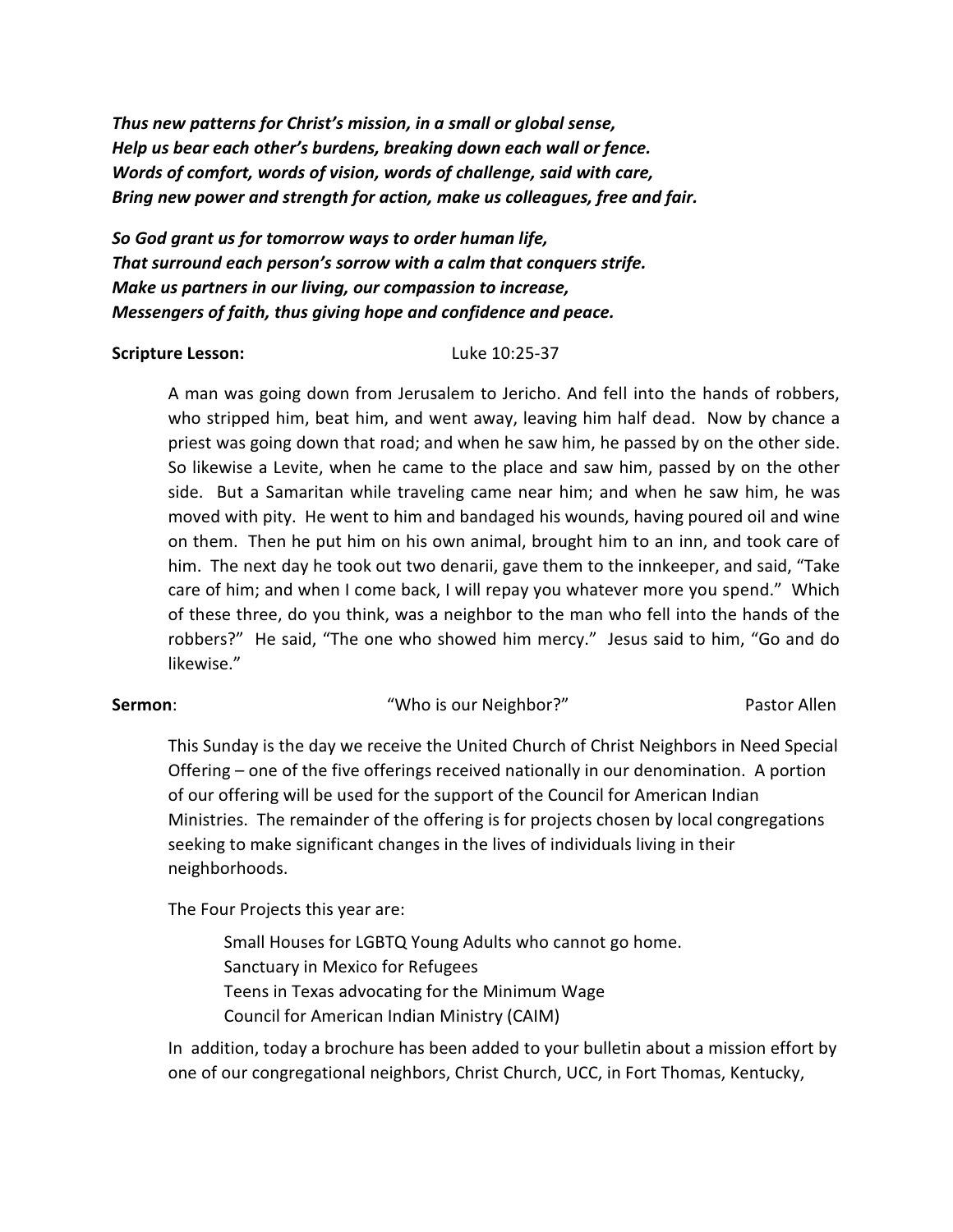***Thus new patterns for Christ's mission, in a small or global sense,***
***Help us bear each other's burdens, breaking down each wall or fence.***
***Words of comfort, words of vision, words of challenge, said with care,***
***Bring new power and strength for action, make us colleagues, free and fair.***

***So God grant us for tomorrow ways to order human life,***
***That surround each person's sorrow with a calm that conquers strife.***
***Make us partners in our living, our compassion to increase,***
***Messengers of faith, thus giving hope and confidence and peace.***

**Scripture Lesson:** Luke 10:25-37

A man was going down from Jerusalem to Jericho. And fell into the hands of robbers, who stripped him, beat him, and went away, leaving him half dead. Now by chance a priest was going down that road; and when he saw him, he passed by on the other side. So likewise a Levite, when he came to the place and saw him, passed by on the other side. But a Samaritan while traveling came near him; and when he saw him, he was moved with pity. He went to him and bandaged his wounds, having poured oil and wine on them. Then he put him on his own animal, brought him to an inn, and took care of him. The next day he took out two denarii, gave them to the innkeeper, and said, "Take care of him; and when I come back, I will repay you whatever more you spend." Which of these three, do you think, was a neighbor to the man who fell into the hands of the robbers?" He said, "The one who showed him mercy." Jesus said to him, "Go and do likewise."

**Sermon**: "Who is our Neighbor?" Pastor Allen

This Sunday is the day we receive the United Church of Christ Neighbors in Need Special Offering – one of the five offerings received nationally in our denomination. A portion of our offering will be used for the support of the Council for American Indian Ministries. The remainder of the offering is for projects chosen by local congregations seeking to make significant changes in the lives of individuals living in their neighborhoods.

The Four Projects this year are:

- Small Houses for LGBTQ Young Adults who cannot go home.
- Sanctuary in Mexico for Refugees
- Teens in Texas advocating for the Minimum Wage
- Council for American Indian Ministry (CAIM)

In addition, today a brochure has been added to your bulletin about a mission effort by one of our congregational neighbors, Christ Church, UCC, in Fort Thomas, Kentucky,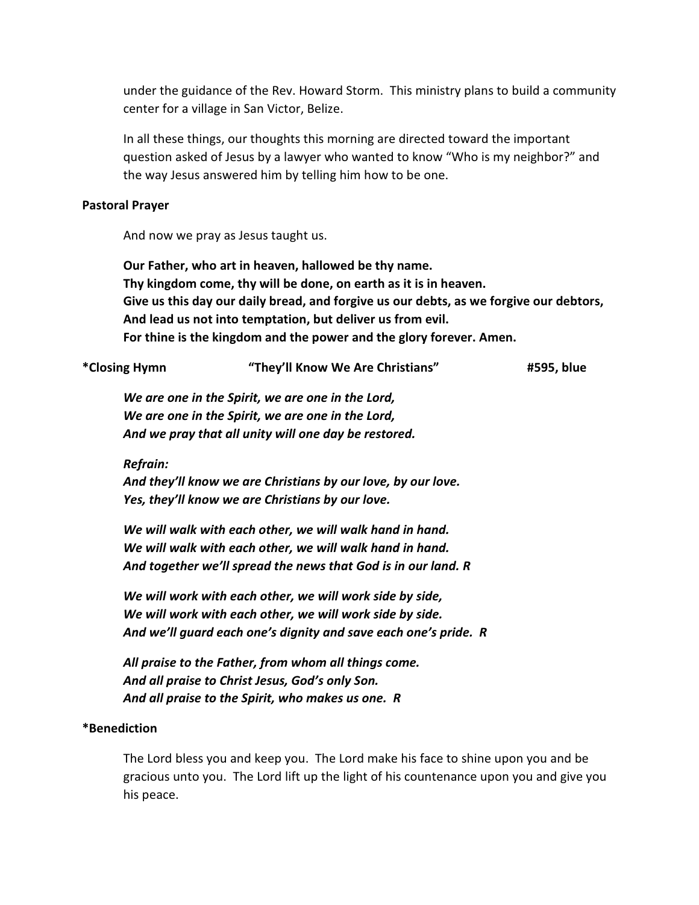under the guidance of the Rev. Howard Storm. This ministry plans to build a community center for a village in San Victor, Belize.

In all these things, our thoughts this morning are directed toward the important question asked of Jesus by a lawyer who wanted to know "Who is my neighbor?" and the way Jesus answered him by telling him how to be one.

**Pastoral Prayer**

And now we pray as Jesus taught us.

**Our Father, who art in heaven, hallowed be thy name.**
**Thy kingdom come, thy will be done, on earth as it is in heaven.**
**Give us this day our daily bread, and forgive us our debts, as we forgive our debtors,**
**And lead us not into temptation, but deliver us from evil.**
**For thine is the kingdom and the power and the glory forever. Amen.**

**\*Closing Hymn "They'll Know We Are Christians" #595, blue**

***We are one in the Spirit, we are one in the Lord,***
***We are one in the Spirit, we are one in the Lord,***
***And we pray that all unity will one day be restored.***

***Refrain:***
***And they'll know we are Christians by our love, by our love.***
***Yes, they'll know we are Christians by our love.***

***We will walk with each other, we will walk hand in hand.***
***We will walk with each other, we will walk hand in hand.***
***And together we'll spread the news that God is in our land. R***

***We will work with each other, we will work side by side,***
***We will work with each other, we will work side by side.***
***And we'll guard each one's dignity and save each one's pride. R***

***All praise to the Father, from whom all things come.***
***And all praise to Christ Jesus, God's only Son.***
***And all praise to the Spirit, who makes us one. R***

**\*Benediction**

The Lord bless you and keep you. The Lord make his face to shine upon you and be gracious unto you. The Lord lift up the light of his countenance upon you and give you his peace.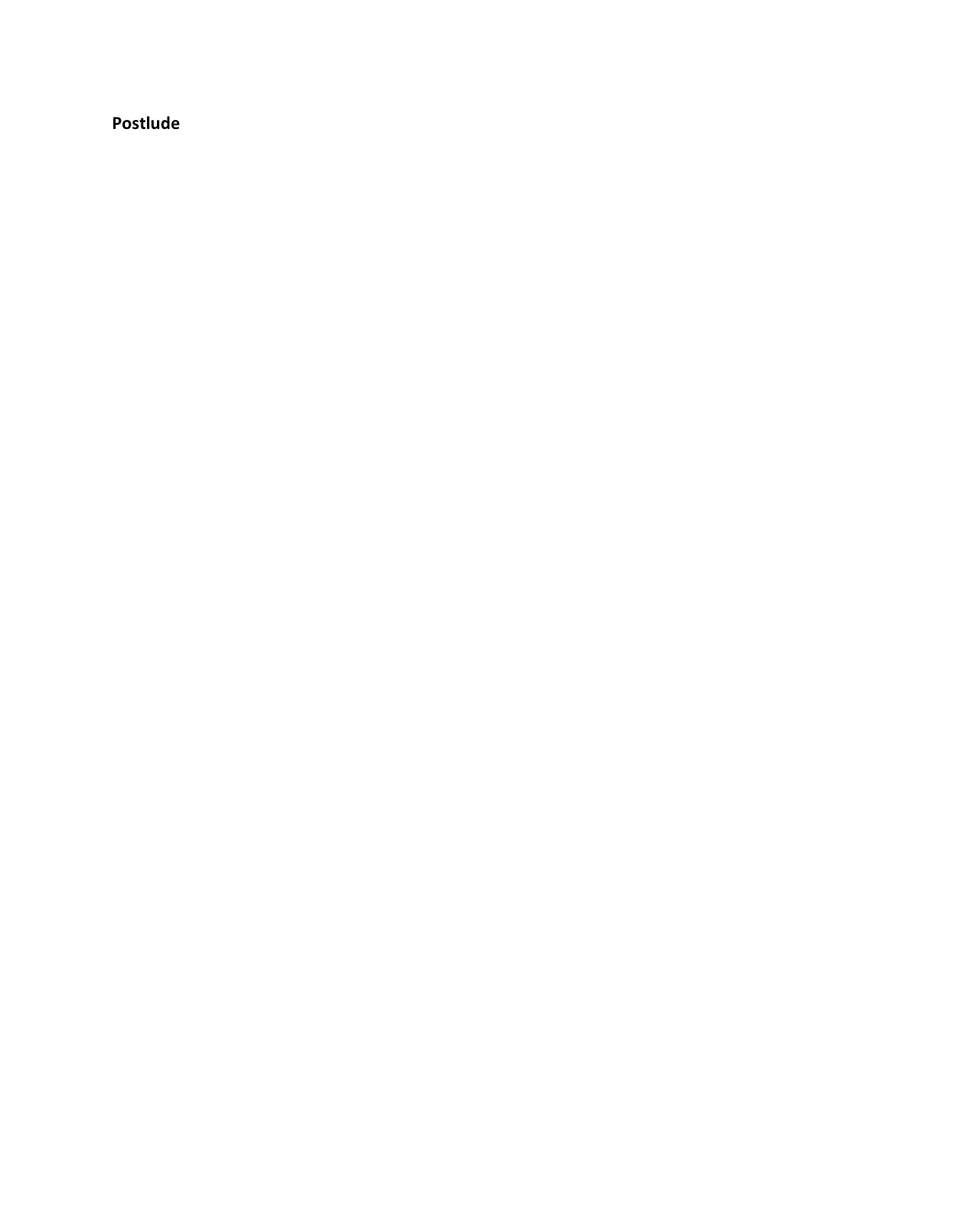**Postlude**